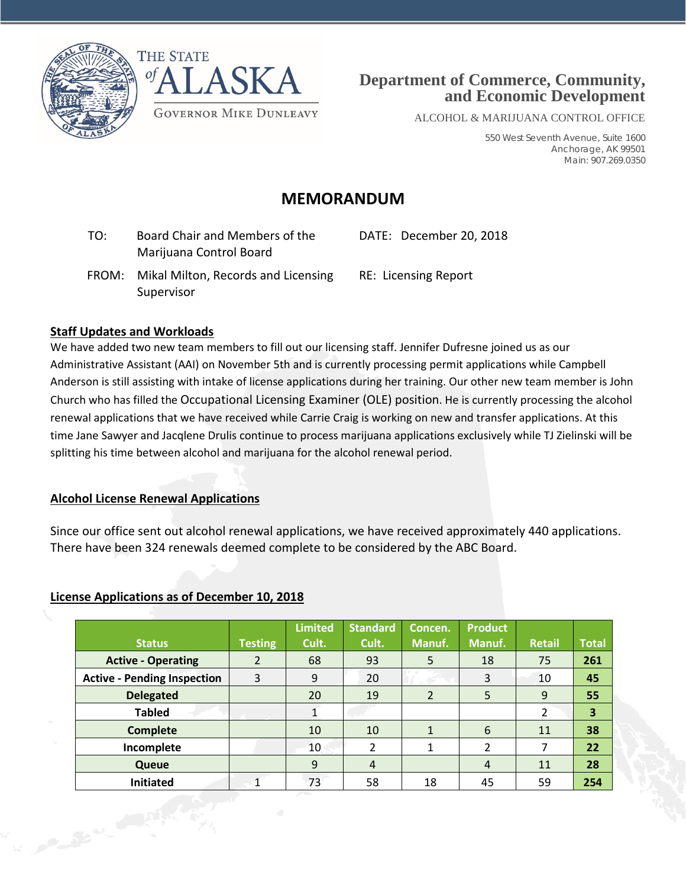THE STATE of ALASKA

GOVERNOR MIKE DUNLEAVY

**Department of Commerce, Community, and Economic Development**

ALCOHOL & MARIJUANA CONTROL OFFICE

550 West Seventh Avenue, Suite 1600
Anchorage, AK 99501
Main: 907.269.0350

# MEMORANDUM

TO: Board Chair and Members of the Marijuana Control Board

DATE: December 20, 2018

FROM: Mikal Milton, Records and Licensing Supervisor

RE: Licensing Report

## Staff Updates and Workloads

We have added two new team members to fill out our licensing staff. Jennifer Dufresne joined us as our Administrative Assistant (AAI) on November 5th and is currently processing permit applications while Campbell Anderson is still assisting with intake of license applications during her training. Our other new team member is John Church who has filled the Occupational Licensing Examiner (OLE) position. He is currently processing the alcohol renewal applications that we have received while Carrie Craig is working on new and transfer applications. At this time Jane Sawyer and Jacqlene Drulis continue to process marijuana applications exclusively while TJ Zielinski will be splitting his time between alcohol and marijuana for the alcohol renewal period.

## Alcohol License Renewal Applications

Since our office sent out alcohol renewal applications, we have received approximately 440 applications. There have been 324 renewals deemed complete to be considered by the ABC Board.

## License Applications as of December 10, 2018

| Status | Testing | Limited Cult. | Standard Cult. | Concen. Manuf. | Product Manuf. | Retail | Total |
|---|---|---|---|---|---|---|---|
| **Active - Operating** | 2 | 68 | 93 | 5 | 18 | 75 | **261** |
| **Active - Pending Inspection** | 3 | 9 | 20 | | 3 | 10 | **45** |
| **Delegated** | | 20 | 19 | 2 | 5 | 9 | **55** |
| **Tabled** | | 1 | | | | 2 | **3** |
| **Complete** | | 10 | 10 | 1 | 6 | 11 | **38** |
| **Incomplete** | | 10 | 2 | 1 | 2 | 7 | **22** |
| **Queue** | | 9 | 4 | | 4 | 11 | **28** |
| **Initiated** | 1 | 73 | 58 | 18 | 45 | 59 | **254** |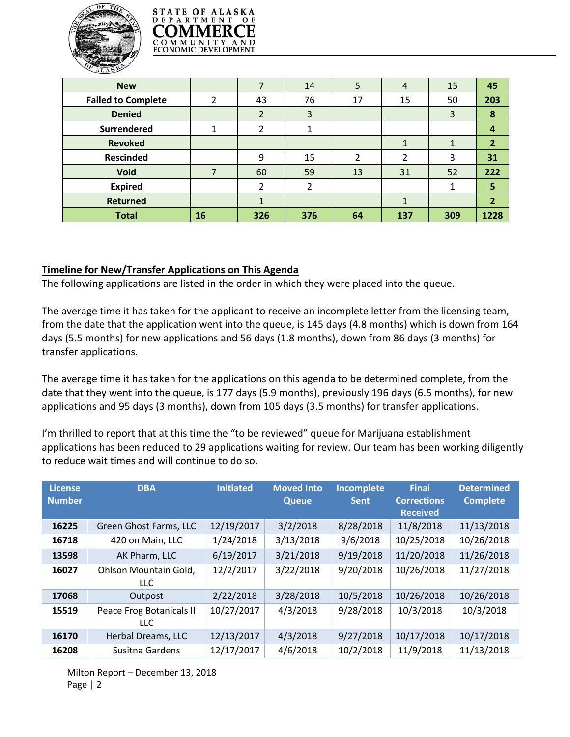| | | | | | | | |
|---|---|---|---|---|---|---|---|
| **New** | | 7 | 14 | 5 | 4 | 15 | **45** |
| **Failed to Complete** | 2 | 43 | 76 | 17 | 15 | 50 | **203** |
| **Denied** | | 2 | 3 | | | 3 | **8** |
| **Surrendered** | 1 | 2 | 1 | | | | **4** |
| **Revoked** | | | | | 1 | 1 | **2** |
| **Rescinded** | | 9 | 15 | 2 | 2 | 3 | **31** |
| **Void** | 7 | 60 | 59 | 13 | 31 | 52 | **222** |
| **Expired** | | 2 | 2 | | | 1 | **5** |
| **Returned** | | 1 | | | 1 | | **2** |
| **Total** | **16** | **326** | **376** | **64** | **137** | **309** | **1228** |

## Timeline for New/Transfer Applications on This Agenda

The following applications are listed in the order in which they were placed into the queue.

The average time it has taken for the applicant to receive an incomplete letter from the licensing team, from the date that the application went into the queue, is 145 days (4.8 months) which is down from 164 days (5.5 months) for new applications and 56 days (1.8 months), down from 86 days (3 months) for transfer applications.

The average time it has taken for the applications on this agenda to be determined complete, from the date that they went into the queue, is 177 days (5.9 months), previously 196 days (6.5 months), for new applications and 95 days (3 months), down from 105 days (3.5 months) for transfer applications.

I'm thrilled to report that at this time the "to be reviewed" queue for Marijuana establishment applications has been reduced to 29 applications waiting for review. Our team has been working diligently to reduce wait times and will continue to do so.

| License Number | DBA | Initiated | Moved Into Queue | Incomplete Sent | Final Corrections Received | Determined Complete |
|---|---|---|---|---|---|---|
| **16225** | Green Ghost Farms, LLC | 12/19/2017 | 3/2/2018 | 8/28/2018 | 11/8/2018 | 11/13/2018 |
| **16718** | 420 on Main, LLC | 1/24/2018 | 3/13/2018 | 9/6/2018 | 10/25/2018 | 10/26/2018 |
| **13598** | AK Pharm, LLC | 6/19/2017 | 3/21/2018 | 9/19/2018 | 11/20/2018 | 11/26/2018 |
| **16027** | Ohlson Mountain Gold, LLC | 12/2/2017 | 3/22/2018 | 9/20/2018 | 10/26/2018 | 11/27/2018 |
| **17068** | Outpost | 2/22/2018 | 3/28/2018 | 10/5/2018 | 10/26/2018 | 10/26/2018 |
| **15519** | Peace Frog Botanicals II LLC | 10/27/2017 | 4/3/2018 | 9/28/2018 | 10/3/2018 | 10/3/2018 |
| **16170** | Herbal Dreams, LLC | 12/13/2017 | 4/3/2018 | 9/27/2018 | 10/17/2018 | 10/17/2018 |
| **16208** | Susitna Gardens | 12/17/2017 | 4/6/2018 | 10/2/2018 | 11/9/2018 | 11/13/2018 |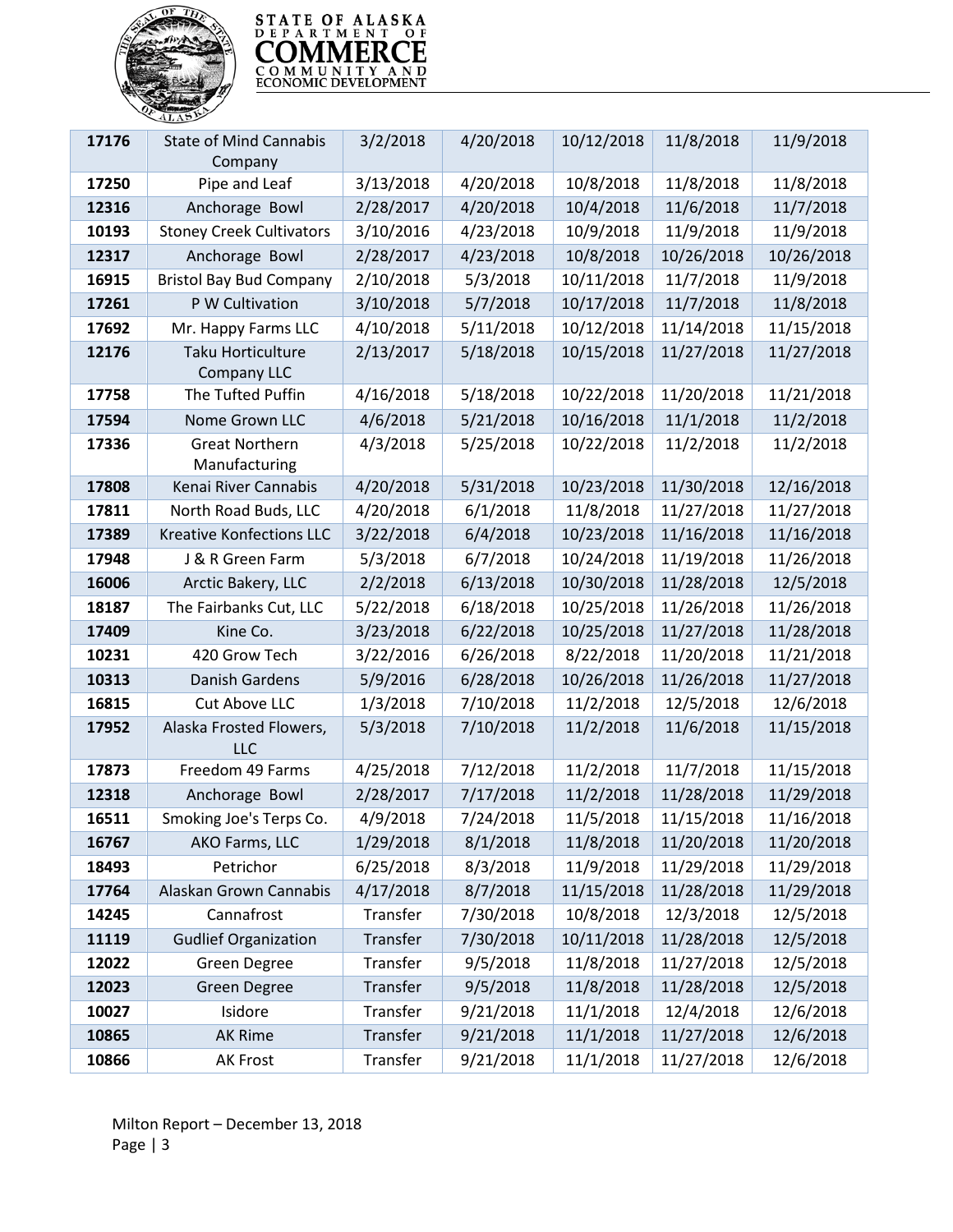| | | | | | | |
|---|---|---|---|---|---|---|
| **17176** | State of Mind Cannabis Company | 3/2/2018 | 4/20/2018 | 10/12/2018 | 11/8/2018 | 11/9/2018 |
| **17250** | Pipe and Leaf | 3/13/2018 | 4/20/2018 | 10/8/2018 | 11/8/2018 | 11/8/2018 |
| **12316** | Anchorage Bowl | 2/28/2017 | 4/20/2018 | 10/4/2018 | 11/6/2018 | 11/7/2018 |
| **10193** | Stoney Creek Cultivators | 3/10/2016 | 4/23/2018 | 10/9/2018 | 11/9/2018 | 11/9/2018 |
| **12317** | Anchorage Bowl | 2/28/2017 | 4/23/2018 | 10/8/2018 | 10/26/2018 | 10/26/2018 |
| **16915** | Bristol Bay Bud Company | 2/10/2018 | 5/3/2018 | 10/11/2018 | 11/7/2018 | 11/9/2018 |
| **17261** | P W Cultivation | 3/10/2018 | 5/7/2018 | 10/17/2018 | 11/7/2018 | 11/8/2018 |
| **17692** | Mr. Happy Farms LLC | 4/10/2018 | 5/11/2018 | 10/12/2018 | 11/14/2018 | 11/15/2018 |
| **12176** | Taku Horticulture Company LLC | 2/13/2017 | 5/18/2018 | 10/15/2018 | 11/27/2018 | 11/27/2018 |
| **17758** | The Tufted Puffin | 4/16/2018 | 5/18/2018 | 10/22/2018 | 11/20/2018 | 11/21/2018 |
| **17594** | Nome Grown LLC | 4/6/2018 | 5/21/2018 | 10/16/2018 | 11/1/2018 | 11/2/2018 |
| **17336** | Great Northern Manufacturing | 4/3/2018 | 5/25/2018 | 10/22/2018 | 11/2/2018 | 11/2/2018 |
| **17808** | Kenai River Cannabis | 4/20/2018 | 5/31/2018 | 10/23/2018 | 11/30/2018 | 12/16/2018 |
| **17811** | North Road Buds, LLC | 4/20/2018 | 6/1/2018 | 11/8/2018 | 11/27/2018 | 11/27/2018 |
| **17389** | Kreative Konfections LLC | 3/22/2018 | 6/4/2018 | 10/23/2018 | 11/16/2018 | 11/16/2018 |
| **17948** | J & R Green Farm | 5/3/2018 | 6/7/2018 | 10/24/2018 | 11/19/2018 | 11/26/2018 |
| **16006** | Arctic Bakery, LLC | 2/2/2018 | 6/13/2018 | 10/30/2018 | 11/28/2018 | 12/5/2018 |
| **18187** | The Fairbanks Cut, LLC | 5/22/2018 | 6/18/2018 | 10/25/2018 | 11/26/2018 | 11/26/2018 |
| **17409** | Kine Co. | 3/23/2018 | 6/22/2018 | 10/25/2018 | 11/27/2018 | 11/28/2018 |
| **10231** | 420 Grow Tech | 3/22/2016 | 6/26/2018 | 8/22/2018 | 11/20/2018 | 11/21/2018 |
| **10313** | Danish Gardens | 5/9/2016 | 6/28/2018 | 10/26/2018 | 11/26/2018 | 11/27/2018 |
| **16815** | Cut Above LLC | 1/3/2018 | 7/10/2018 | 11/2/2018 | 12/5/2018 | 12/6/2018 |
| **17952** | Alaska Frosted Flowers, LLC | 5/3/2018 | 7/10/2018 | 11/2/2018 | 11/6/2018 | 11/15/2018 |
| **17873** | Freedom 49 Farms | 4/25/2018 | 7/12/2018 | 11/2/2018 | 11/7/2018 | 11/15/2018 |
| **12318** | Anchorage Bowl | 2/28/2017 | 7/17/2018 | 11/2/2018 | 11/28/2018 | 11/29/2018 |
| **16511** | Smoking Joe's Terps Co. | 4/9/2018 | 7/24/2018 | 11/5/2018 | 11/15/2018 | 11/16/2018 |
| **16767** | AKO Farms, LLC | 1/29/2018 | 8/1/2018 | 11/8/2018 | 11/20/2018 | 11/20/2018 |
| **18493** | Petrichor | 6/25/2018 | 8/3/2018 | 11/9/2018 | 11/29/2018 | 11/29/2018 |
| **17764** | Alaskan Grown Cannabis | 4/17/2018 | 8/7/2018 | 11/15/2018 | 11/28/2018 | 11/29/2018 |
| **14245** | Cannafrost | Transfer | 7/30/2018 | 10/8/2018 | 12/3/2018 | 12/5/2018 |
| **11119** | Gudlief Organization | Transfer | 7/30/2018 | 10/11/2018 | 11/28/2018 | 12/5/2018 |
| **12022** | Green Degree | Transfer | 9/5/2018 | 11/8/2018 | 11/27/2018 | 12/5/2018 |
| **12023** | Green Degree | Transfer | 9/5/2018 | 11/8/2018 | 11/28/2018 | 12/5/2018 |
| **10027** | Isidore | Transfer | 9/21/2018 | 11/1/2018 | 12/4/2018 | 12/6/2018 |
| **10865** | AK Rime | Transfer | 9/21/2018 | 11/1/2018 | 11/27/2018 | 12/6/2018 |
| **10866** | AK Frost | Transfer | 9/21/2018 | 11/1/2018 | 11/27/2018 | 12/6/2018 |